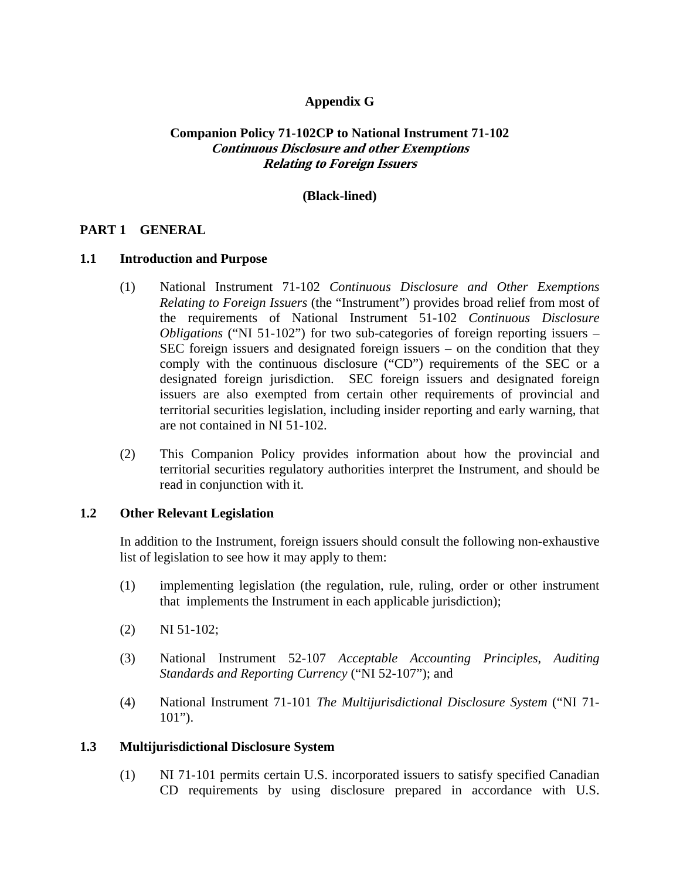**Appendix G**

**Companion Policy 71-102CP to National Instrument 71-102**
***Continuous Disclosure and other Exemptions***
***Relating to Foreign Issuers***

**(Black-lined)**

## PART 1 GENERAL

### 1.1 Introduction and Purpose

(1) National Instrument 71-102 *Continuous Disclosure and Other Exemptions Relating to Foreign Issuers* (the "Instrument") provides broad relief from most of the requirements of National Instrument 51-102 *Continuous Disclosure Obligations* ("NI 51-102") for two sub-categories of foreign reporting issuers – SEC foreign issuers and designated foreign issuers – on the condition that they comply with the continuous disclosure ("CD") requirements of the SEC or a designated foreign jurisdiction. SEC foreign issuers and designated foreign issuers are also exempted from certain other requirements of provincial and territorial securities legislation, including insider reporting and early warning, that are not contained in NI 51-102.

(2) This Companion Policy provides information about how the provincial and territorial securities regulatory authorities interpret the Instrument, and should be read in conjunction with it.

### 1.2 Other Relevant Legislation

In addition to the Instrument, foreign issuers should consult the following non-exhaustive list of legislation to see how it may apply to them:

(1) implementing legislation (the regulation, rule, ruling, order or other instrument that implements the Instrument in each applicable jurisdiction);

(2) NI 51-102;

(3) National Instrument 52-107 *Acceptable Accounting Principles, Auditing Standards and Reporting Currency* ("NI 52-107"); and

(4) National Instrument 71-101 *The Multijurisdictional Disclosure System* ("NI 71-101").

### 1.3 Multijurisdictional Disclosure System

(1) NI 71-101 permits certain U.S. incorporated issuers to satisfy specified Canadian CD requirements by using disclosure prepared in accordance with U.S.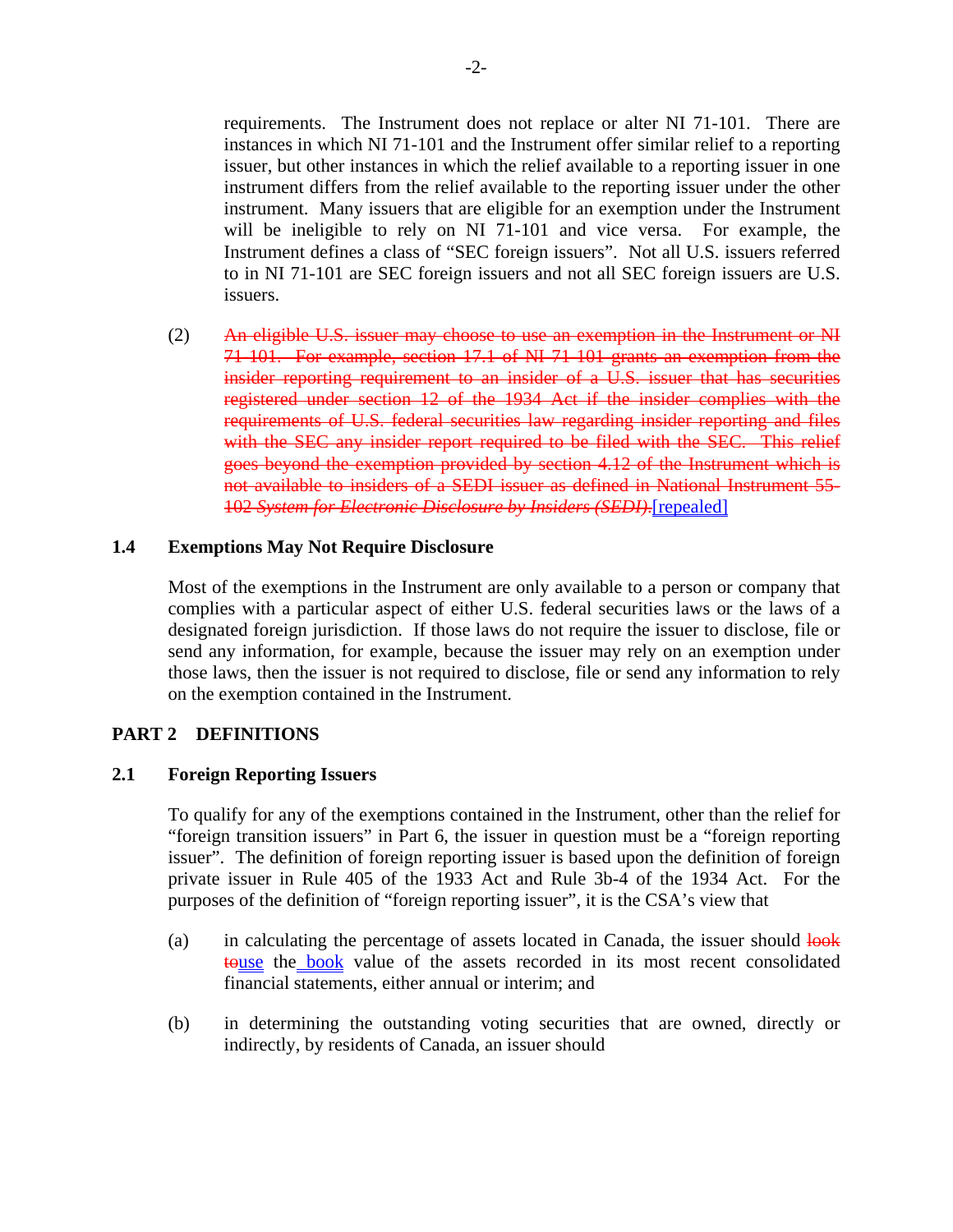requirements. The Instrument does not replace or alter NI 71-101. There are instances in which NI 71-101 and the Instrument offer similar relief to a reporting issuer, but other instances in which the relief available to a reporting issuer in one instrument differs from the relief available to the reporting issuer under the other instrument. Many issuers that are eligible for an exemption under the Instrument will be ineligible to rely on NI 71-101 and vice versa. For example, the Instrument defines a class of "SEC foreign issuers". Not all U.S. issuers referred to in NI 71-101 are SEC foreign issuers and not all SEC foreign issuers are U.S. issuers.

(2) ~~An eligible U.S. issuer may choose to use an exemption in the Instrument or NI 71-101. For example, section 17.1 of NI 71-101 grants an exemption from the insider reporting requirement to an insider of a U.S. issuer that has securities registered under section 12 of the 1934 Act if the insider complies with the requirements of U.S. federal securities law regarding insider reporting and files with the SEC any insider report required to be filed with the SEC. This relief goes beyond the exemption provided by section 4.12 of the Instrument which is not available to insiders of a SEDI issuer as defined in National Instrument 55-102 *System for Electronic Disclosure by Insiders (SEDI)*.~~[repealed]

### 1.4 Exemptions May Not Require Disclosure

Most of the exemptions in the Instrument are only available to a person or company that complies with a particular aspect of either U.S. federal securities laws or the laws of a designated foreign jurisdiction. If those laws do not require the issuer to disclose, file or send any information, for example, because the issuer may rely on an exemption under those laws, then the issuer is not required to disclose, file or send any information to rely on the exemption contained in the Instrument.

## PART 2 DEFINITIONS

### 2.1 Foreign Reporting Issuers

To qualify for any of the exemptions contained in the Instrument, other than the relief for "foreign transition issuers" in Part 6, the issuer in question must be a "foreign reporting issuer". The definition of foreign reporting issuer is based upon the definition of foreign private issuer in Rule 405 of the 1933 Act and Rule 3b-4 of the 1934 Act. For the purposes of the definition of "foreign reporting issuer", it is the CSA's view that

(a) in calculating the percentage of assets located in Canada, the issuer should ~~look to~~use the book value of the assets recorded in its most recent consolidated financial statements, either annual or interim; and

(b) in determining the outstanding voting securities that are owned, directly or indirectly, by residents of Canada, an issuer should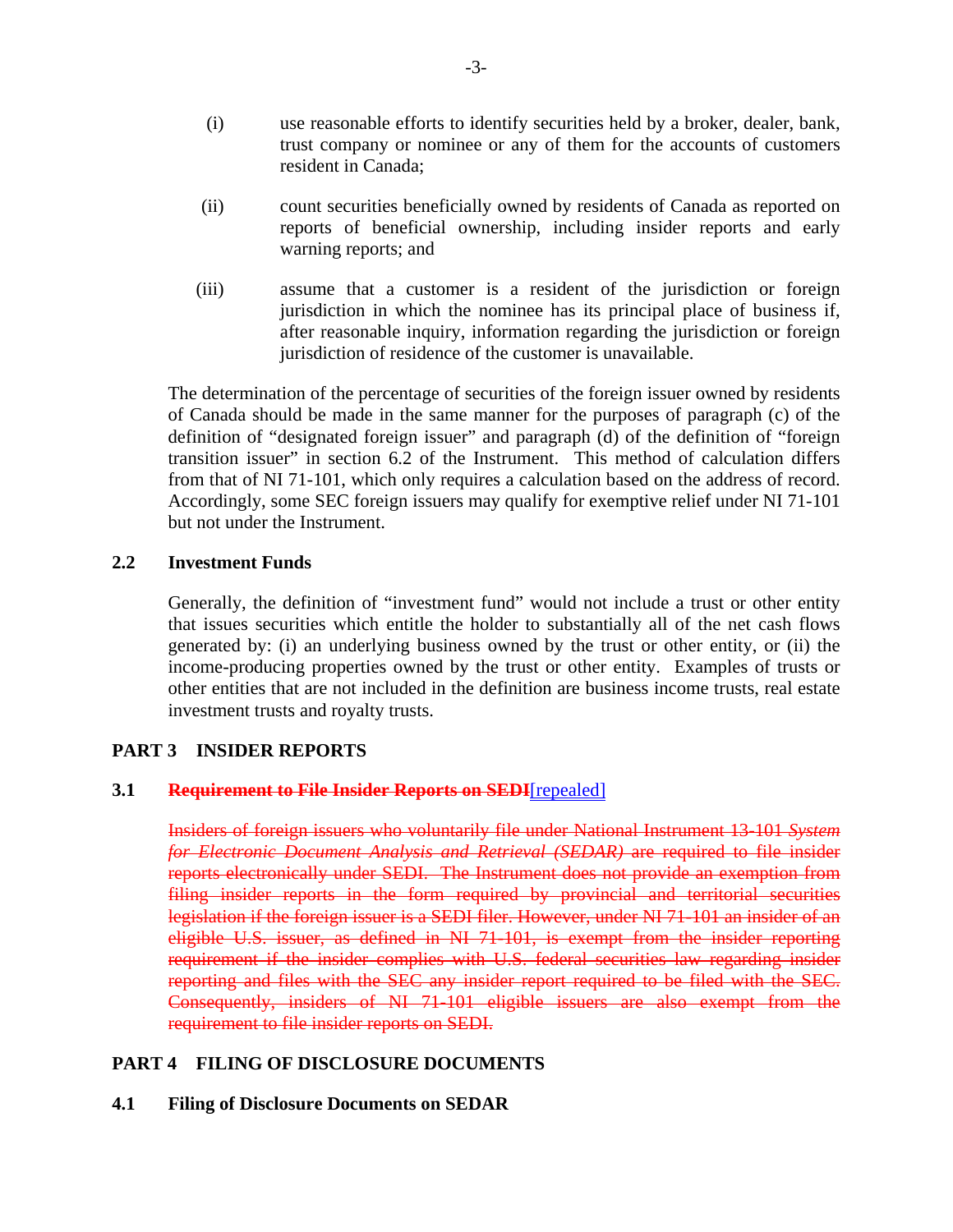(i) use reasonable efforts to identify securities held by a broker, dealer, bank, trust company or nominee or any of them for the accounts of customers resident in Canada;

(ii) count securities beneficially owned by residents of Canada as reported on reports of beneficial ownership, including insider reports and early warning reports; and

(iii) assume that a customer is a resident of the jurisdiction or foreign jurisdiction in which the nominee has its principal place of business if, after reasonable inquiry, information regarding the jurisdiction or foreign jurisdiction of residence of the customer is unavailable.

The determination of the percentage of securities of the foreign issuer owned by residents of Canada should be made in the same manner for the purposes of paragraph (c) of the definition of "designated foreign issuer" and paragraph (d) of the definition of "foreign transition issuer" in section 6.2 of the Instrument. This method of calculation differs from that of NI 71-101, which only requires a calculation based on the address of record. Accordingly, some SEC foreign issuers may qualify for exemptive relief under NI 71-101 but not under the Instrument.

## 2.2 Investment Funds

Generally, the definition of "investment fund" would not include a trust or other entity that issues securities which entitle the holder to substantially all of the net cash flows generated by: (i) an underlying business owned by the trust or other entity, or (ii) the income-producing properties owned by the trust or other entity. Examples of trusts or other entities that are not included in the definition are business income trusts, real estate investment trusts and royalty trusts.

# PART 3 INSIDER REPORTS

## 3.1 ~~Requirement to File Insider Reports on SEDI~~[repealed]

~~Insiders of foreign issuers who voluntarily file under National Instrument 13-101 *System for Electronic Document Analysis and Retrieval (SEDAR)* are required to file insider reports electronically under SEDI. The Instrument does not provide an exemption from filing insider reports in the form required by provincial and territorial securities legislation if the foreign issuer is a SEDI filer. However, under NI 71-101 an insider of an eligible U.S. issuer, as defined in NI 71-101, is exempt from the insider reporting requirement if the insider complies with U.S. federal securities law regarding insider reporting and files with the SEC any insider report required to be filed with the SEC. Consequently, insiders of NI 71-101 eligible issuers are also exempt from the requirement to file insider reports on SEDI.~~

# PART 4 FILING OF DISCLOSURE DOCUMENTS

## 4.1 Filing of Disclosure Documents on SEDAR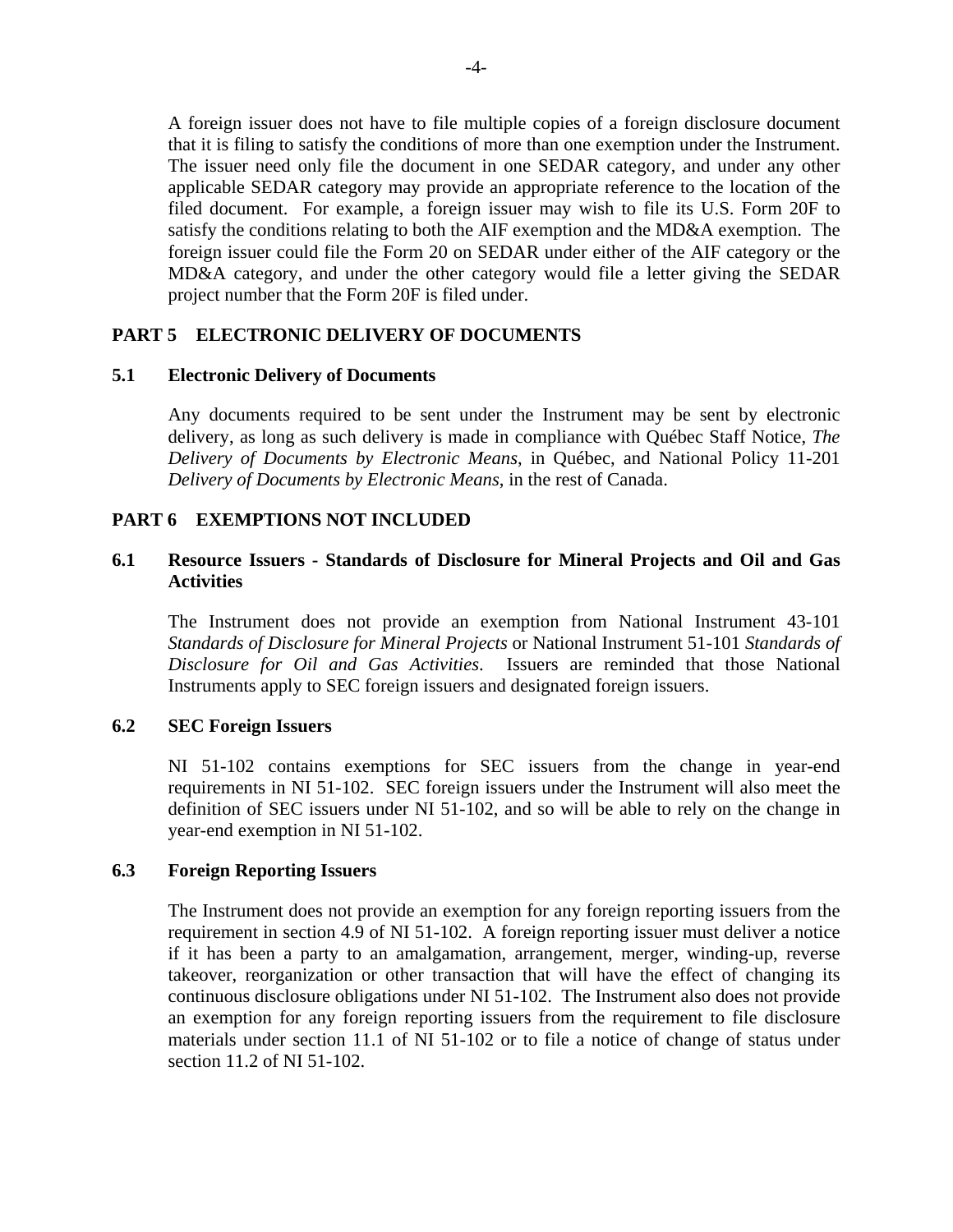A foreign issuer does not have to file multiple copies of a foreign disclosure document that it is filing to satisfy the conditions of more than one exemption under the Instrument. The issuer need only file the document in one SEDAR category, and under any other applicable SEDAR category may provide an appropriate reference to the location of the filed document. For example, a foreign issuer may wish to file its U.S. Form 20F to satisfy the conditions relating to both the AIF exemption and the MD&A exemption. The foreign issuer could file the Form 20 on SEDAR under either of the AIF category or the MD&A category, and under the other category would file a letter giving the SEDAR project number that the Form 20F is filed under.

## PART 5 ELECTRONIC DELIVERY OF DOCUMENTS

### 5.1 Electronic Delivery of Documents

Any documents required to be sent under the Instrument may be sent by electronic delivery, as long as such delivery is made in compliance with Québec Staff Notice, *The Delivery of Documents by Electronic Means*, in Québec, and National Policy 11-201 *Delivery of Documents by Electronic Means*, in the rest of Canada.

## PART 6 EXEMPTIONS NOT INCLUDED

### 6.1 Resource Issuers - Standards of Disclosure for Mineral Projects and Oil and Gas Activities

The Instrument does not provide an exemption from National Instrument 43-101 *Standards of Disclosure for Mineral Projects* or National Instrument 51-101 *Standards of Disclosure for Oil and Gas Activities*. Issuers are reminded that those National Instruments apply to SEC foreign issuers and designated foreign issuers.

### 6.2 SEC Foreign Issuers

NI 51-102 contains exemptions for SEC issuers from the change in year-end requirements in NI 51-102. SEC foreign issuers under the Instrument will also meet the definition of SEC issuers under NI 51-102, and so will be able to rely on the change in year-end exemption in NI 51-102.

### 6.3 Foreign Reporting Issuers

The Instrument does not provide an exemption for any foreign reporting issuers from the requirement in section 4.9 of NI 51-102. A foreign reporting issuer must deliver a notice if it has been a party to an amalgamation, arrangement, merger, winding-up, reverse takeover, reorganization or other transaction that will have the effect of changing its continuous disclosure obligations under NI 51-102. The Instrument also does not provide an exemption for any foreign reporting issuers from the requirement to file disclosure materials under section 11.1 of NI 51-102 or to file a notice of change of status under section 11.2 of NI 51-102.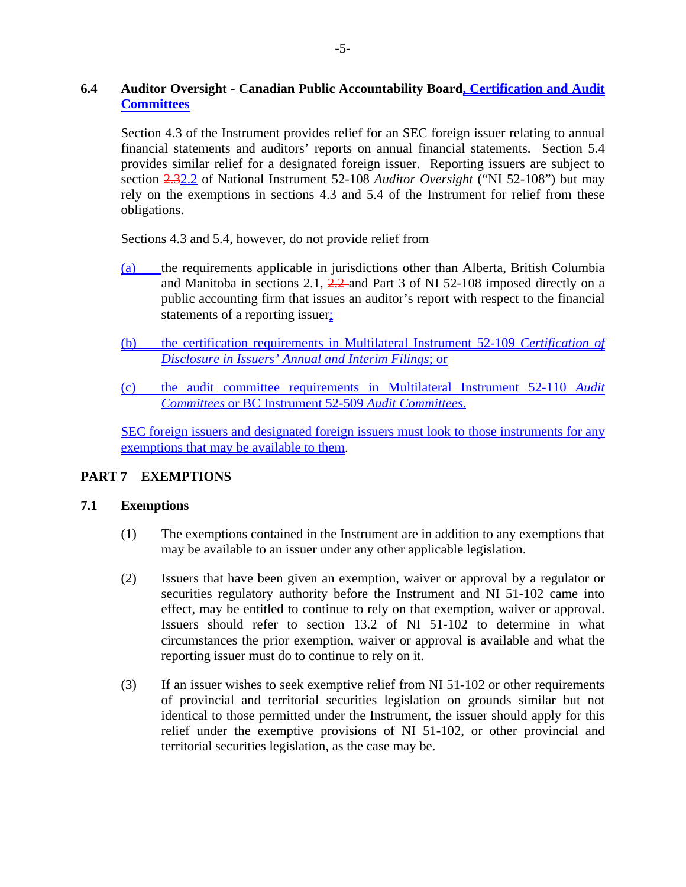### 6.4 Auditor Oversight - Canadian Public Accountability Board, Certification and Audit Committees

Section 4.3 of the Instrument provides relief for an SEC foreign issuer relating to annual financial statements and auditors' reports on annual financial statements. Section 5.4 provides similar relief for a designated foreign issuer. Reporting issuers are subject to section 2.32.2 of National Instrument 52-108 *Auditor Oversight* ("NI 52-108") but may rely on the exemptions in sections 4.3 and 5.4 of the Instrument for relief from these obligations.

Sections 4.3 and 5.4, however, do not provide relief from

(a) the requirements applicable in jurisdictions other than Alberta, British Columbia and Manitoba in sections 2.1, 2.2 and Part 3 of NI 52-108 imposed directly on a public accounting firm that issues an auditor's report with respect to the financial statements of a reporting issuer;

(b) the certification requirements in Multilateral Instrument 52-109 *Certification of Disclosure in Issuers' Annual and Interim Filings*; or

(c) the audit committee requirements in Multilateral Instrument 52-110 *Audit Committees* or BC Instrument 52-509 *Audit Committees*.

SEC foreign issuers and designated foreign issuers must look to those instruments for any exemptions that may be available to them.

## PART 7 EXEMPTIONS

### 7.1 Exemptions

(1) The exemptions contained in the Instrument are in addition to any exemptions that may be available to an issuer under any other applicable legislation.

(2) Issuers that have been given an exemption, waiver or approval by a regulator or securities regulatory authority before the Instrument and NI 51-102 came into effect, may be entitled to continue to rely on that exemption, waiver or approval. Issuers should refer to section 13.2 of NI 51-102 to determine in what circumstances the prior exemption, waiver or approval is available and what the reporting issuer must do to continue to rely on it.

(3) If an issuer wishes to seek exemptive relief from NI 51-102 or other requirements of provincial and territorial securities legislation on grounds similar but not identical to those permitted under the Instrument, the issuer should apply for this relief under the exemptive provisions of NI 51-102, or other provincial and territorial securities legislation, as the case may be.